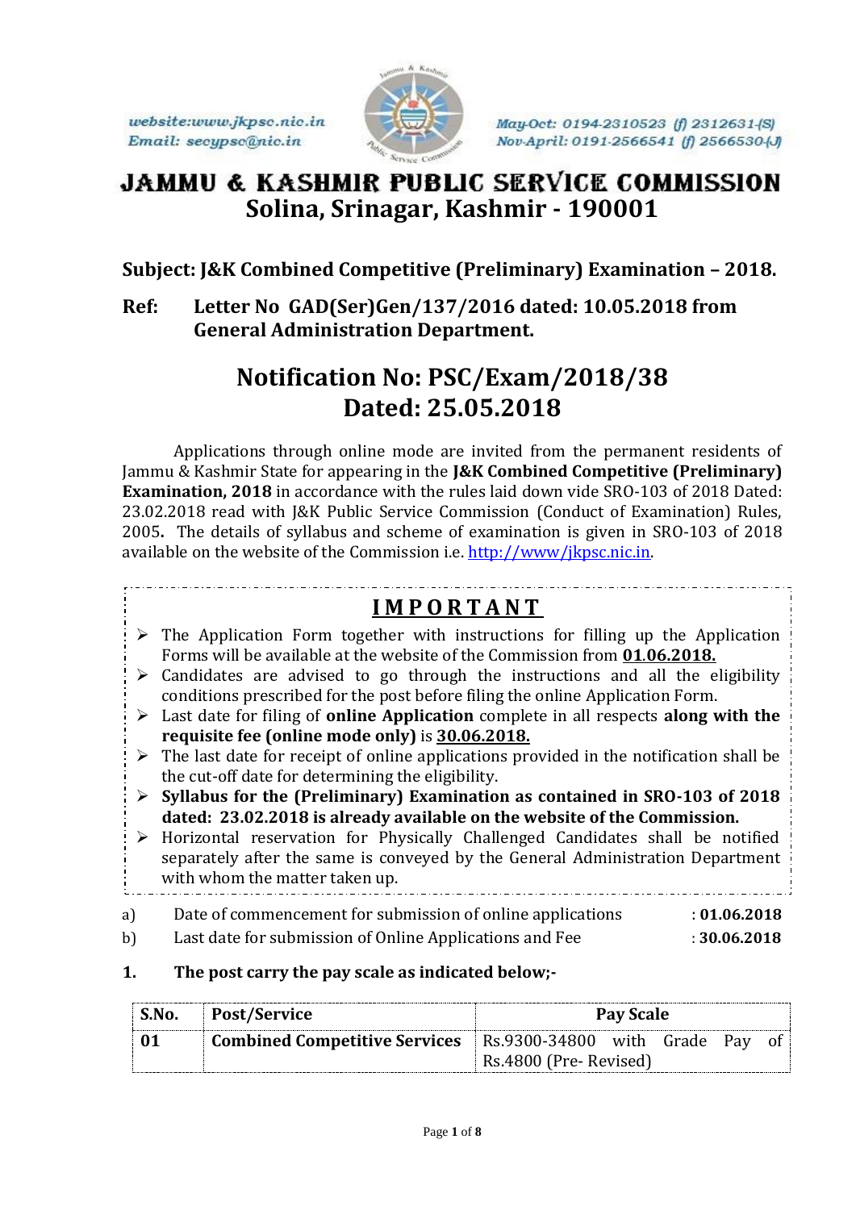website:www.jkpsc.nic.in
Email: secypsc@nic.in

May-Oct: 0194-2310523 (f) 2312631-(S)
Nov-April: 0191-2566541 (f) 2566530-(J)

# JAMMU & KASHMIR PUBLIC SERVICE COMMISSION
## Solina, Srinagar, Kashmir - 190001

**Subject: J&K Combined Competitive (Preliminary) Examination – 2018.**

**Ref: Letter No GAD(Ser)Gen/137/2016 dated: 10.05.2018 from General Administration Department.**

## Notification No: PSC/Exam/2018/38
## Dated: 25.05.2018

Applications through online mode are invited from the permanent residents of Jammu & Kashmir State for appearing in the **J&K Combined Competitive (Preliminary) Examination, 2018** in accordance with the rules laid down vide SRO-103 of 2018 Dated: 23.02.2018 read with J&K Public Service Commission (Conduct of Examination) Rules, 2005**.** The details of syllabus and scheme of examination is given in SRO-103 of 2018 available on the website of the Commission i.e. http://www/jkpsc.nic.in.

**IMPORTANT**

- The Application Form together with instructions for filling up the Application Forms will be available at the website of the Commission from **01.06.2018.**
- Candidates are advised to go through the instructions and all the eligibility conditions prescribed for the post before filing the online Application Form.
- Last date for filing of **online Application** complete in all respects **along with the requisite fee (online mode only)** is **30.06.2018.**
- The last date for receipt of online applications provided in the notification shall be the cut-off date for determining the eligibility.
- **Syllabus for the (Preliminary) Examination as contained in SRO-103 of 2018 dated: 23.02.2018 is already available on the website of the Commission.**
- Horizontal reservation for Physically Challenged Candidates shall be notified separately after the same is conveyed by the General Administration Department with whom the matter taken up.

a) Date of commencement for submission of online applications : **01.06.2018**

b) Last date for submission of Online Applications and Fee : **30.06.2018**

**1. The post carry the pay scale as indicated below;-**

| S.No. | Post/Service | Pay Scale |
|---|---|---|
| **01** | **Combined Competitive Services** | Rs.9300-34800 with Grade Pay of Rs.4800 (Pre- Revised) |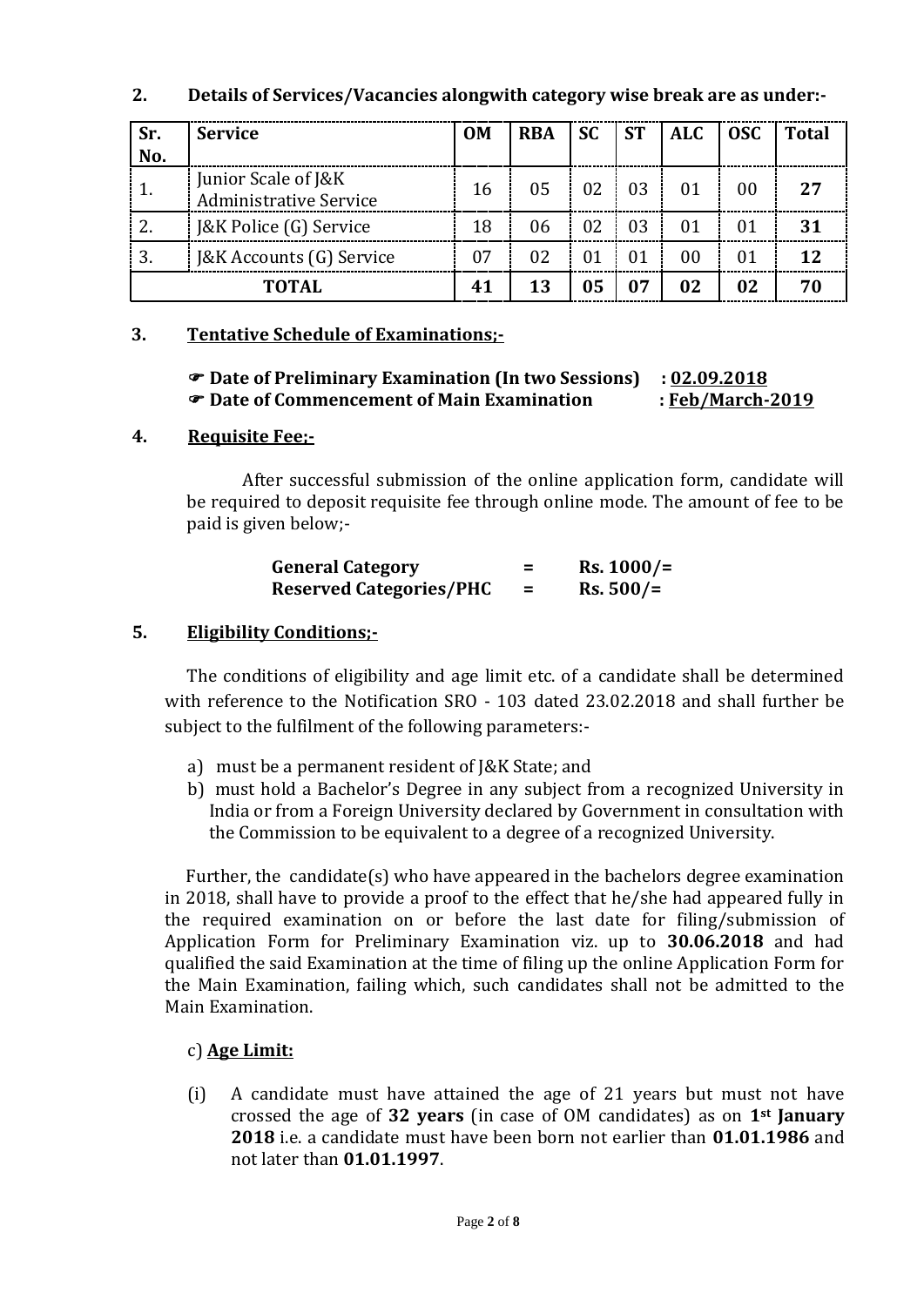**2. Details of Services/Vacancies alongwith category wise break are as under:-**

| Sr. No. | Service | OM | RBA | SC | ST | ALC | OSC | Total |
|---|---|---|---|---|---|---|---|---|
| 1. | Junior Scale of J&K Administrative Service | 16 | 05 | 02 | 03 | 01 | 00 | **27** |
| 2. | J&K Police (G) Service | 18 | 06 | 02 | 03 | 01 | 01 | **31** |
| 3. | J&K Accounts (G) Service | 07 | 02 | 01 | 01 | 00 | 01 | **12** |
| **TOTAL** | | **41** | **13** | **05** | **07** | **02** | **02** | **70** |

**3. Tentative Schedule of Examinations;-**

☛ **Date of Preliminary Examination (In two Sessions) : 02.09.2018**
☛ **Date of Commencement of Main Examination : Feb/March-2019**

**4. Requisite Fee;-**

After successful submission of the online application form, candidate will be required to deposit requisite fee through online mode. The amount of fee to be paid is given below;-

**General Category = Rs. 1000/=**
**Reserved Categories/PHC = Rs. 500/=**

**5. Eligibility Conditions;-**

The conditions of eligibility and age limit etc. of a candidate shall be determined with reference to the Notification SRO - 103 dated 23.02.2018 and shall further be subject to the fulfilment of the following parameters:-

a) must be a permanent resident of J&K State; and
b) must hold a Bachelor's Degree in any subject from a recognized University in India or from a Foreign University declared by Government in consultation with the Commission to be equivalent to a degree of a recognized University.

Further, the candidate(s) who have appeared in the bachelors degree examination in 2018, shall have to provide a proof to the effect that he/she had appeared fully in the required examination on or before the last date for filing/submission of Application Form for Preliminary Examination viz. up to **30.06.2018** and had qualified the said Examination at the time of filing up the online Application Form for the Main Examination, failing which, such candidates shall not be admitted to the Main Examination.

c) **Age Limit:**

(i) A candidate must have attained the age of 21 years but must not have crossed the age of **32 years** (in case of OM candidates) as on **1st January 2018** i.e. a candidate must have been born not earlier than **01.01.1986** and not later than **01.01.1997**.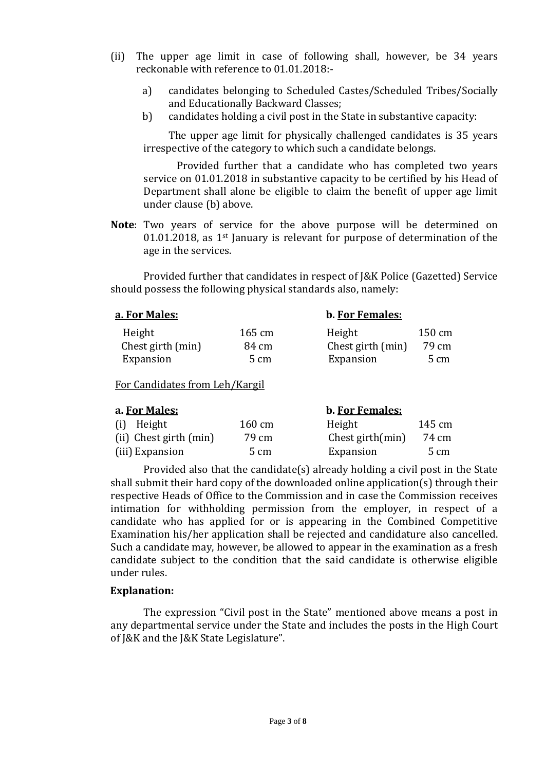(ii) The upper age limit in case of following shall, however, be 34 years reckonable with reference to 01.01.2018:-

   a) candidates belonging to Scheduled Castes/Scheduled Tribes/Socially and Educationally Backward Classes;
   b) candidates holding a civil post in the State in substantive capacity:

   The upper age limit for physically challenged candidates is 35 years irrespective of the category to which such a candidate belongs.

   Provided further that a candidate who has completed two years service on 01.01.2018 in substantive capacity to be certified by his Head of Department shall alone be eligible to claim the benefit of upper age limit under clause (b) above.

**Note**: Two years of service for the above purpose will be determined on 01.01.2018, as 1st January is relevant for purpose of determination of the age in the services.

Provided further that candidates in respect of J&K Police (Gazetted) Service should possess the following physical standards also, namely:

| **a. For Males:** | | **b. For Females:** | |
|---|---|---|---|
| Height | 165 cm | Height | 150 cm |
| Chest girth (min) | 84 cm | Chest girth (min) | 79 cm |
| Expansion | 5 cm | Expansion | 5 cm |

<u>For Candidates from Leh/Kargil</u>

| **a. For Males:** | | **b. For Females:** | |
|---|---|---|---|
| (i) Height | 160 cm | Height | 145 cm |
| (ii) Chest girth (min) | 79 cm | Chest girth(min) | 74 cm |
| (iii) Expansion | 5 cm | Expansion | 5 cm |

Provided also that the candidate(s) already holding a civil post in the State shall submit their hard copy of the downloaded online application(s) through their respective Heads of Office to the Commission and in case the Commission receives intimation for withholding permission from the employer, in respect of a candidate who has applied for or is appearing in the Combined Competitive Examination his/her application shall be rejected and candidature also cancelled. Such a candidate may, however, be allowed to appear in the examination as a fresh candidate subject to the condition that the said candidate is otherwise eligible under rules.

**Explanation:**

The expression "Civil post in the State" mentioned above means a post in any departmental service under the State and includes the posts in the High Court of J&K and the J&K State Legislature".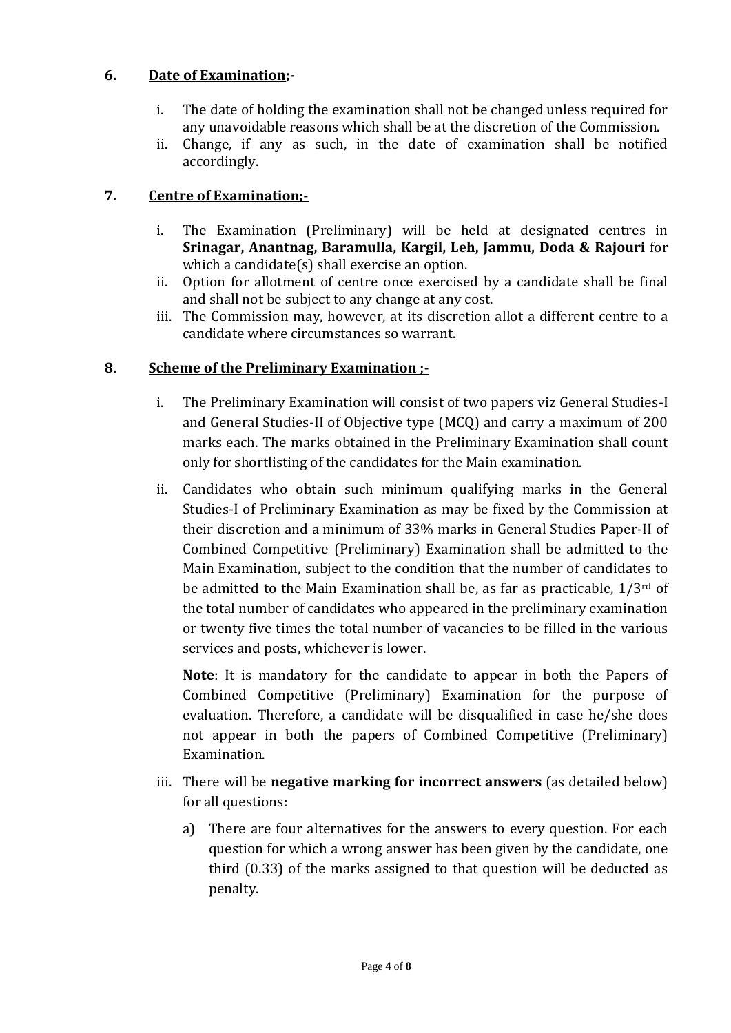## 6. Date of Examination;-

i. The date of holding the examination shall not be changed unless required for any unavoidable reasons which shall be at the discretion of the Commission.
ii. Change, if any as such, in the date of examination shall be notified accordingly.

## 7. Centre of Examination;-

i. The Examination (Preliminary) will be held at designated centres in **Srinagar, Anantnag, Baramulla, Kargil, Leh, Jammu, Doda & Rajouri** for which a candidate(s) shall exercise an option.
ii. Option for allotment of centre once exercised by a candidate shall be final and shall not be subject to any change at any cost.
iii. The Commission may, however, at its discretion allot a different centre to a candidate where circumstances so warrant.

## 8. Scheme of the Preliminary Examination ;-

i. The Preliminary Examination will consist of two papers viz General Studies-I and General Studies-II of Objective type (MCQ) and carry a maximum of 200 marks each. The marks obtained in the Preliminary Examination shall count only for shortlisting of the candidates for the Main examination.

ii. Candidates who obtain such minimum qualifying marks in the General Studies-I of Preliminary Examination as may be fixed by the Commission at their discretion and a minimum of 33% marks in General Studies Paper-II of Combined Competitive (Preliminary) Examination shall be admitted to the Main Examination, subject to the condition that the number of candidates to be admitted to the Main Examination shall be, as far as practicable, 1/3rd of the total number of candidates who appeared in the preliminary examination or twenty five times the total number of vacancies to be filled in the various services and posts, whichever is lower.

   **Note**: It is mandatory for the candidate to appear in both the Papers of Combined Competitive (Preliminary) Examination for the purpose of evaluation. Therefore, a candidate will be disqualified in case he/she does not appear in both the papers of Combined Competitive (Preliminary) Examination.

iii. There will be **negative marking for incorrect answers** (as detailed below) for all questions:

   a) There are four alternatives for the answers to every question. For each question for which a wrong answer has been given by the candidate, one third (0.33) of the marks assigned to that question will be deducted as penalty.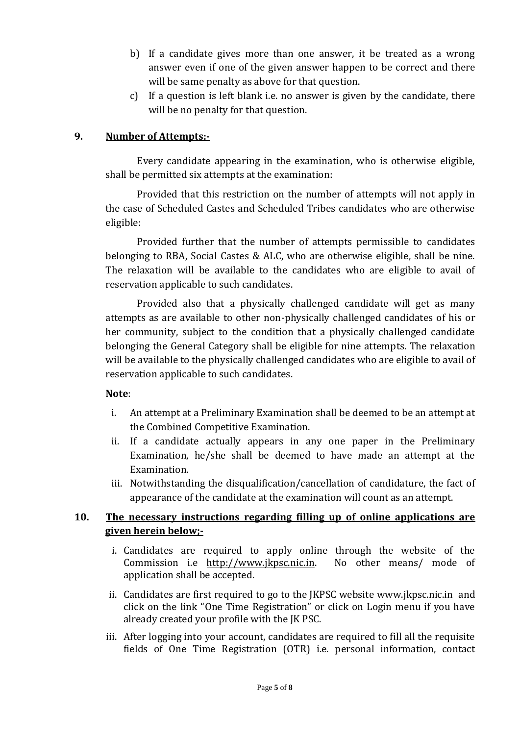b) If a candidate gives more than one answer, it be treated as a wrong answer even if one of the given answer happen to be correct and there will be same penalty as above for that question.

c) If a question is left blank i.e. no answer is given by the candidate, there will be no penalty for that question.

## 9. <u>Number of Attempts;-</u>

Every candidate appearing in the examination, who is otherwise eligible, shall be permitted six attempts at the examination:

Provided that this restriction on the number of attempts will not apply in the case of Scheduled Castes and Scheduled Tribes candidates who are otherwise eligible:

Provided further that the number of attempts permissible to candidates belonging to RBA, Social Castes & ALC, who are otherwise eligible, shall be nine. The relaxation will be available to the candidates who are eligible to avail of reservation applicable to such candidates.

Provided also that a physically challenged candidate will get as many attempts as are available to other non-physically challenged candidates of his or her community, subject to the condition that a physically challenged candidate belonging the General Category shall be eligible for nine attempts. The relaxation will be available to the physically challenged candidates who are eligible to avail of reservation applicable to such candidates.

**Note**:

i. An attempt at a Preliminary Examination shall be deemed to be an attempt at the Combined Competitive Examination.

ii. If a candidate actually appears in any one paper in the Preliminary Examination, he/she shall be deemed to have made an attempt at the Examination.

iii. Notwithstanding the disqualification/cancellation of candidature, the fact of appearance of the candidate at the examination will count as an attempt.

## 10. <u>The necessary instructions regarding filling up of online applications are given herein below;-</u>

i. Candidates are required to apply online through the website of the Commission i.e http://www.jkpsc.nic.in. No other means/ mode of application shall be accepted.

ii. Candidates are first required to go to the JKPSC website www.jkpsc.nic.in and click on the link "One Time Registration" or click on Login menu if you have already created your profile with the JK PSC.

iii. After logging into your account, candidates are required to fill all the requisite fields of One Time Registration (OTR) i.e. personal information, contact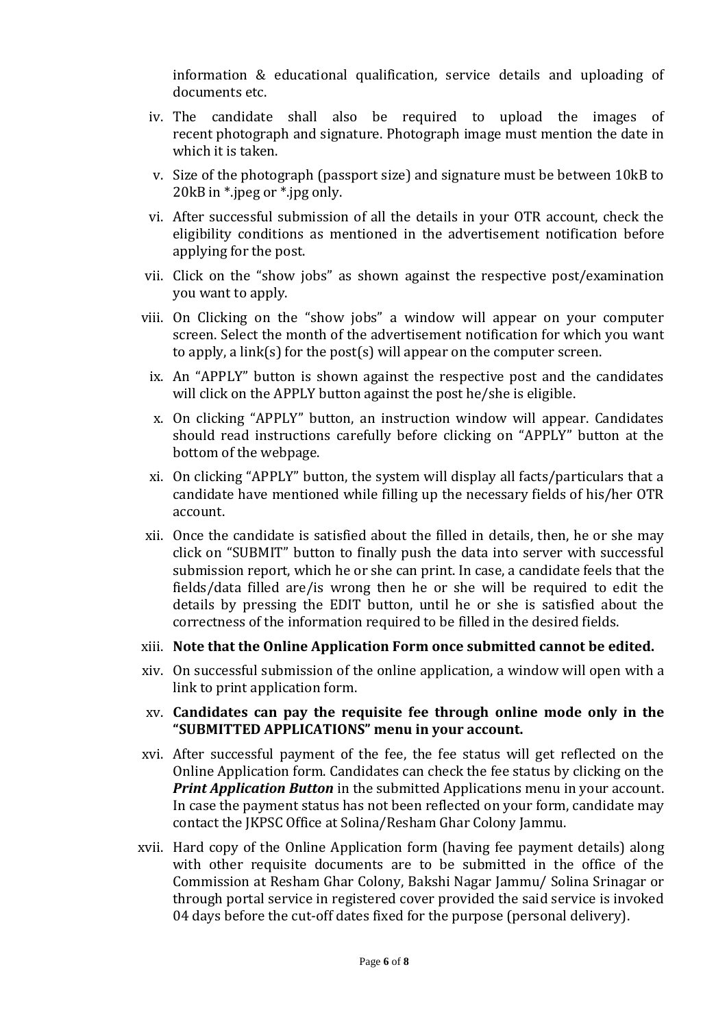information & educational qualification, service details and uploading of documents etc.

iv. The candidate shall also be required to upload the images of recent photograph and signature. Photograph image must mention the date in which it is taken.

v. Size of the photograph (passport size) and signature must be between 10kB to 20kB in *.jpeg or *.jpg only.

vi. After successful submission of all the details in your OTR account, check the eligibility conditions as mentioned in the advertisement notification before applying for the post.

vii. Click on the "show jobs" as shown against the respective post/examination you want to apply.

viii. On Clicking on the "show jobs" a window will appear on your computer screen. Select the month of the advertisement notification for which you want to apply, a link(s) for the post(s) will appear on the computer screen.

ix. An "APPLY" button is shown against the respective post and the candidates will click on the APPLY button against the post he/she is eligible.

x. On clicking "APPLY" button, an instruction window will appear. Candidates should read instructions carefully before clicking on "APPLY" button at the bottom of the webpage.

xi. On clicking "APPLY" button, the system will display all facts/particulars that a candidate have mentioned while filling up the necessary fields of his/her OTR account.

xii. Once the candidate is satisfied about the filled in details, then, he or she may click on "SUBMIT" button to finally push the data into server with successful submission report, which he or she can print. In case, a candidate feels that the fields/data filled are/is wrong then he or she will be required to edit the details by pressing the EDIT button, until he or she is satisfied about the correctness of the information required to be filled in the desired fields.

xiii. **Note that the Online Application Form once submitted cannot be edited.**

xiv. On successful submission of the online application, a window will open with a link to print application form.

xv. **Candidates can pay the requisite fee through online mode only in the "SUBMITTED APPLICATIONS" menu in your account.**

xvi. After successful payment of the fee, the fee status will get reflected on the Online Application form. Candidates can check the fee status by clicking on the ***Print Application Button*** in the submitted Applications menu in your account. In case the payment status has not been reflected on your form, candidate may contact the JKPSC Office at Solina/Resham Ghar Colony Jammu.

xvii. Hard copy of the Online Application form (having fee payment details) along with other requisite documents are to be submitted in the office of the Commission at Resham Ghar Colony, Bakshi Nagar Jammu/ Solina Srinagar or through portal service in registered cover provided the said service is invoked 04 days before the cut-off dates fixed for the purpose (personal delivery).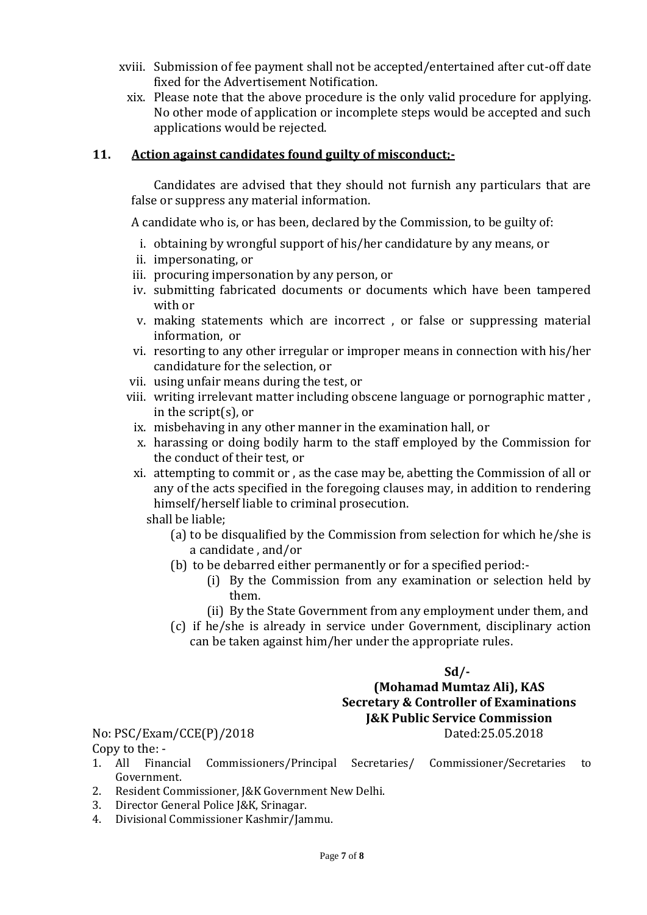xviii. Submission of fee payment shall not be accepted/entertained after cut-off date fixed for the Advertisement Notification.

xix. Please note that the above procedure is the only valid procedure for applying. No other mode of application or incomplete steps would be accepted and such applications would be rejected.

## 11. Action against candidates found guilty of misconduct;-

Candidates are advised that they should not furnish any particulars that are false or suppress any material information.

A candidate who is, or has been, declared by the Commission, to be guilty of:

i. obtaining by wrongful support of his/her candidature by any means, or
ii. impersonating, or
iii. procuring impersonation by any person, or
iv. submitting fabricated documents or documents which have been tampered with or
v. making statements which are incorrect , or false or suppressing material information, or
vi. resorting to any other irregular or improper means in connection with his/her candidature for the selection, or
vii. using unfair means during the test, or
viii. writing irrelevant matter including obscene language or pornographic matter , in the script(s), or
ix. misbehaving in any other manner in the examination hall, or
x. harassing or doing bodily harm to the staff employed by the Commission for the conduct of their test, or
xi. attempting to commit or , as the case may be, abetting the Commission of all or any of the acts specified in the foregoing clauses may, in addition to rendering himself/herself liable to criminal prosecution.

shall be liable;

(a) to be disqualified by the Commission from selection for which he/she is a candidate , and/or
(b) to be debarred either permanently or for a specified period:-
  (i) By the Commission from any examination or selection held by them.
  (ii) By the State Government from any employment under them, and
(c) if he/she is already in service under Government, disciplinary action can be taken against him/her under the appropriate rules.

**Sd/-**
**(Mohamad Mumtaz Ali), KAS**
**Secretary & Controller of Examinations**
**J&K Public Service Commission**

No: PSC/Exam/CCE(P)/2018 Dated:25.05.2018

Copy to the: -

1. All Financial Commissioners/Principal Secretaries/ Commissioner/Secretaries to Government.
2. Resident Commissioner, J&K Government New Delhi.
3. Director General Police J&K, Srinagar.
4. Divisional Commissioner Kashmir/Jammu.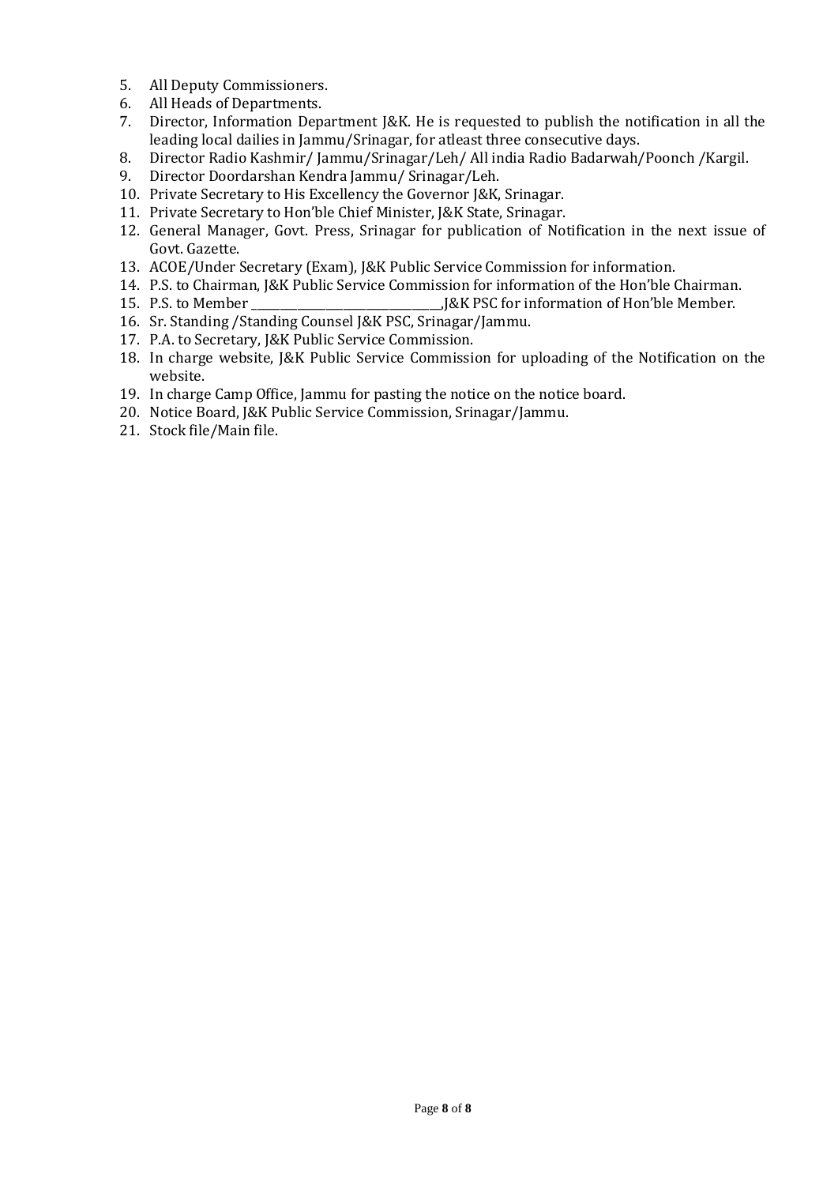5. All Deputy Commissioners.
6. All Heads of Departments.
7. Director, Information Department J&K. He is requested to publish the notification in all the leading local dailies in Jammu/Srinagar, for atleast three consecutive days.
8. Director Radio Kashmir/ Jammu/Srinagar/Leh/ All india Radio Badarwah/Poonch /Kargil.
9. Director Doordarshan Kendra Jammu/ Srinagar/Leh.
10. Private Secretary to His Excellency the Governor J&K, Srinagar.
11. Private Secretary to Hon'ble Chief Minister, J&K State, Srinagar.
12. General Manager, Govt. Press, Srinagar for publication of Notification in the next issue of Govt. Gazette.
13. ACOE/Under Secretary (Exam), J&K Public Service Commission for information.
14. P.S. to Chairman, J&K Public Service Commission for information of the Hon'ble Chairman.
15. P.S. to Member ________________________________,J&K PSC for information of Hon'ble Member.
16. Sr. Standing /Standing Counsel J&K PSC, Srinagar/Jammu.
17. P.A. to Secretary, J&K Public Service Commission.
18. In charge website, J&K Public Service Commission for uploading of the Notification on the website.
19. In charge Camp Office, Jammu for pasting the notice on the notice board.
20. Notice Board, J&K Public Service Commission, Srinagar/Jammu.
21. Stock file/Main file.